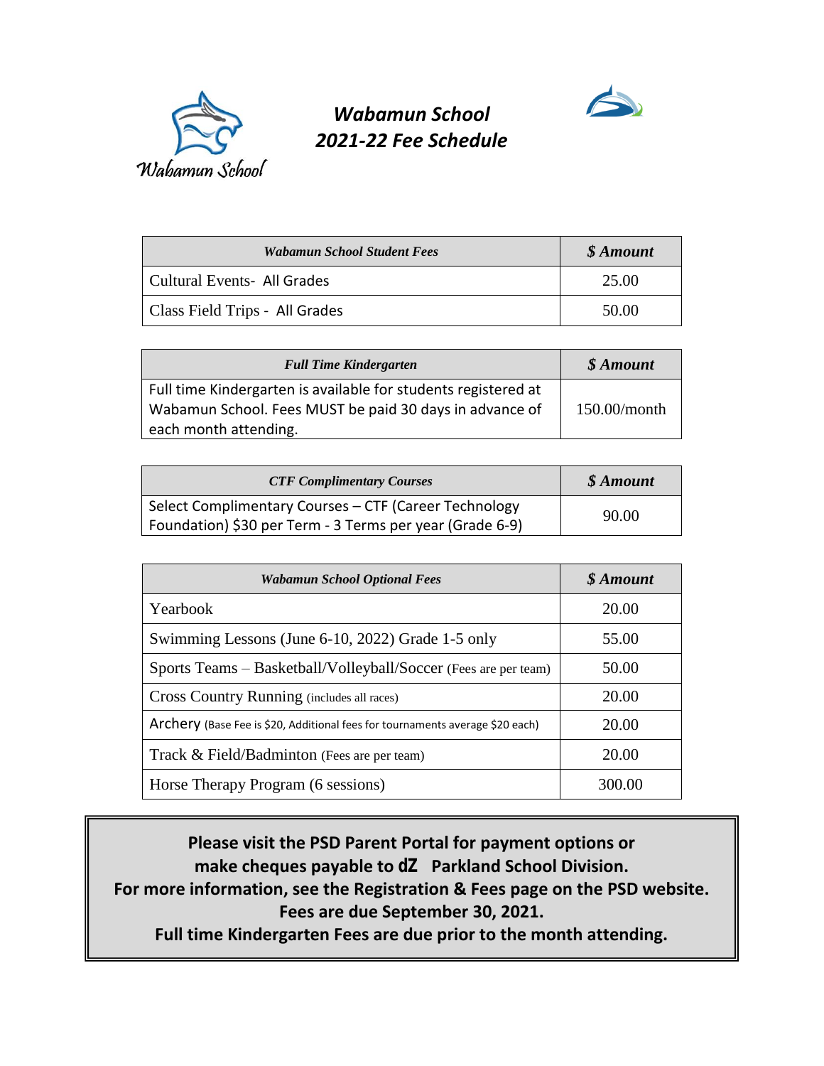# *Wabamun School 2021-22 Fee Schedule*

| *Wabamun School Student Fees* | *$ Amount* |
|---|---|
| Cultural Events- All Grades | 25.00 |
| Class Field Trips - All Grades | 50.00 |

| *Full Time Kindergarten* | *$ Amount* |
|---|---|
| Full time Kindergarten is available for students registered at Wabamun School. Fees MUST be paid 30 days in advance of each month attending. | 150.00/month |

| *CTF Complimentary Courses* | *$ Amount* |
|---|---|
| Select Complimentary Courses – CTF (Career Technology Foundation) $30 per Term - 3 Terms per year (Grade 6-9) | 90.00 |

| *Wabamun School Optional Fees* | *$ Amount* |
|---|---|
| Yearbook | 20.00 |
| Swimming Lessons (June 6-10, 2022) Grade 1-5 only | 55.00 |
| Sports Teams – Basketball/Volleyball/Soccer (Fees are per team) | 50.00 |
| Cross Country Running (includes all races) | 20.00 |
| Archery (Base Fee is $20, Additional fees for tournaments average $20 each) | 20.00 |
| Track & Field/Badminton (Fees are per team) | 20.00 |
| Horse Therapy Program (6 sessions) | 300.00 |

**Please visit the PSD Parent Portal for payment options or make cheques payable to dZ Parkland School Division.**
**For more information, see the Registration & Fees page on the PSD website.**
**Fees are due September 30, 2021.**
**Full time Kindergarten Fees are due prior to the month attending.**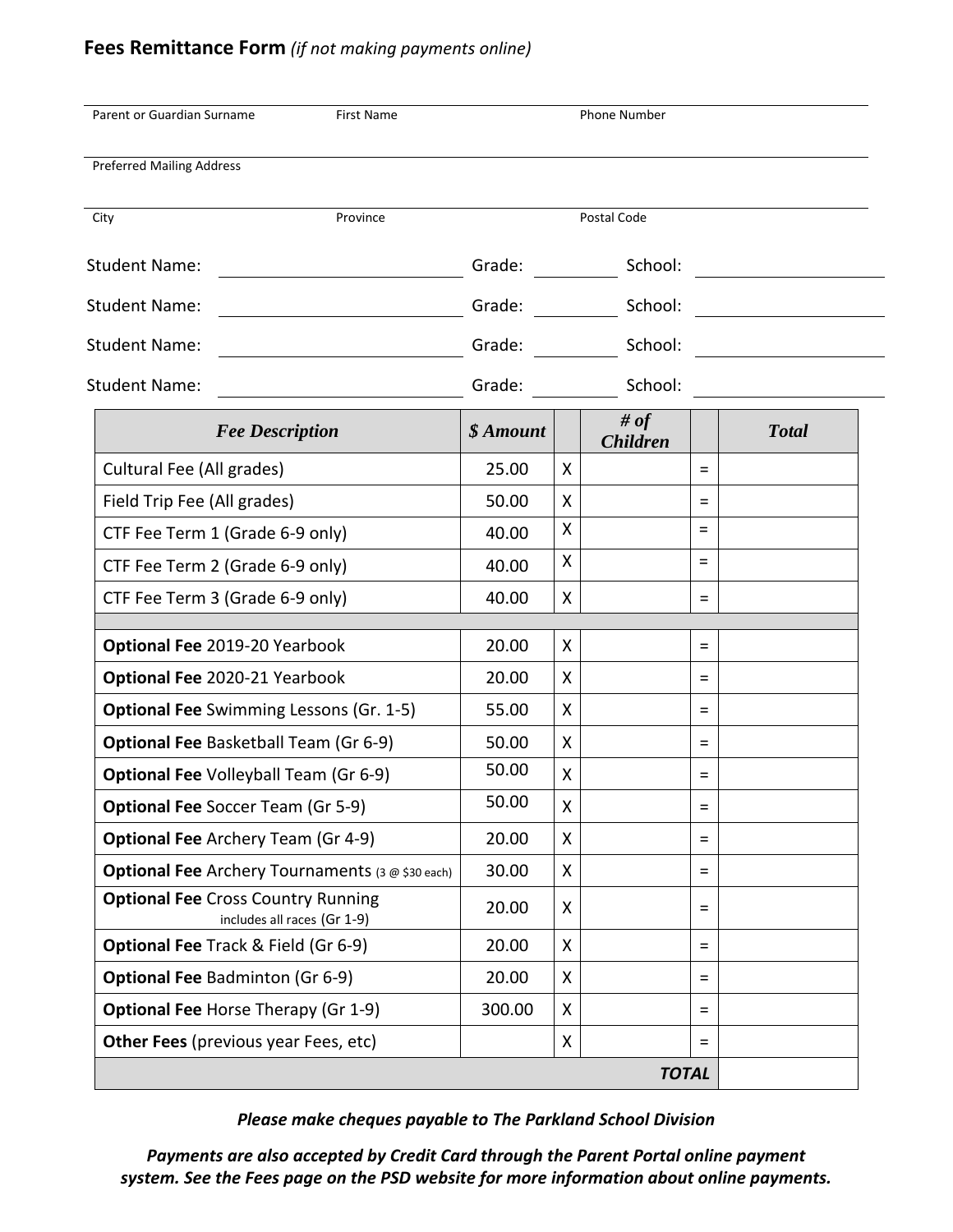## **Fees Remittance Form** *(if not making payments online)*

Parent or Guardian Surname First Name Phone Number

Preferred Mailing Address

City Province Postal Code

Student Name: \_\_\_\_\_\_\_\_\_\_ Grade: \_\_\_\_\_ School: \_\_\_\_\_\_\_\_\_\_

Student Name: \_\_\_\_\_\_\_\_\_\_ Grade: \_\_\_\_\_ School: \_\_\_\_\_\_\_\_\_\_

Student Name: \_\_\_\_\_\_\_\_\_\_ Grade: \_\_\_\_\_ School: \_\_\_\_\_\_\_\_\_\_

Student Name: \_\_\_\_\_\_\_\_\_\_ Grade: \_\_\_\_\_ School: \_\_\_\_\_\_\_\_\_\_

| *Fee Description* | *$ Amount* | | *# of Children* | | *Total* |
|---|---|---|---|---|---|
| Cultural Fee (All grades) | 25.00 | X | | = | |
| Field Trip Fee (All grades) | 50.00 | X | | = | |
| CTF Fee Term 1 (Grade 6-9 only) | 40.00 | X | | = | |
| CTF Fee Term 2 (Grade 6-9 only) | 40.00 | X | | = | |
| CTF Fee Term 3 (Grade 6-9 only) | 40.00 | X | | = | |
| | | | | | |
| **Optional Fee** 2019-20 Yearbook | 20.00 | X | | = | |
| **Optional Fee** 2020-21 Yearbook | 20.00 | X | | = | |
| **Optional Fee** Swimming Lessons (Gr. 1-5) | 55.00 | X | | = | |
| **Optional Fee** Basketball Team (Gr 6-9) | 50.00 | X | | = | |
| **Optional Fee** Volleyball Team (Gr 6-9) | 50.00 | X | | = | |
| **Optional Fee** Soccer Team (Gr 5-9) | 50.00 | X | | = | |
| **Optional Fee** Archery Team (Gr 4-9) | 20.00 | X | | = | |
| **Optional Fee** Archery Tournaments (3 @ $30 each) | 30.00 | X | | = | |
| **Optional Fee** Cross Country Running includes all races (Gr 1-9) | 20.00 | X | | = | |
| **Optional Fee** Track & Field (Gr 6-9) | 20.00 | X | | = | |
| **Optional Fee** Badminton (Gr 6-9) | 20.00 | X | | = | |
| **Optional Fee** Horse Therapy (Gr 1-9) | 300.00 | X | | = | |
| **Other Fees** (previous year Fees, etc) | | X | | = | |
| | | | | ***TOTAL*** | |

***Please make cheques payable to The Parkland School Division***

***Payments are also accepted by Credit Card through the Parent Portal online payment system. See the Fees page on the PSD website for more information about online payments.***